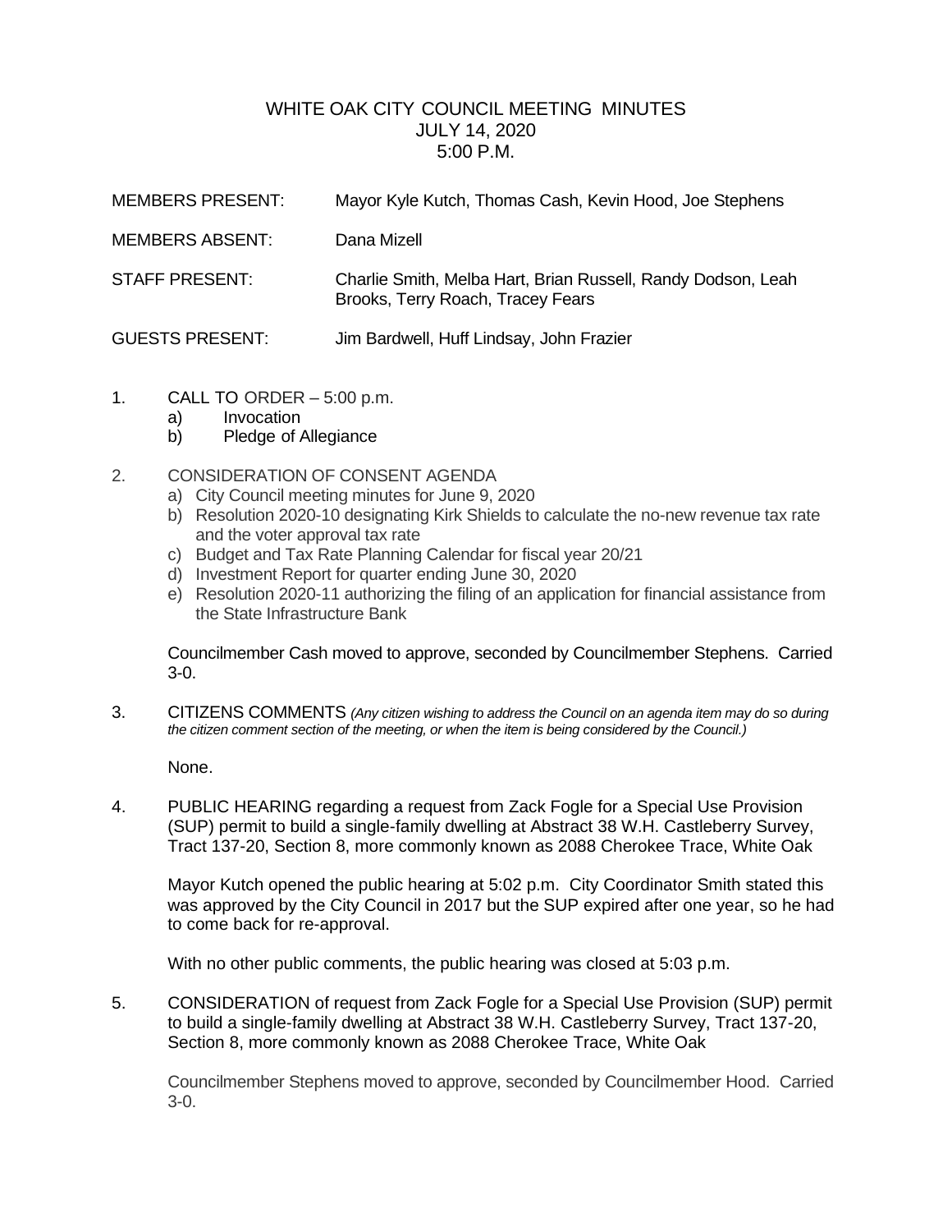# WHITE OAK CITY COUNCIL MEETING MINUTES
## JULY 14, 2020
## 5:00 P.M.

MEMBERS PRESENT: Mayor Kyle Kutch, Thomas Cash, Kevin Hood, Joe Stephens

MEMBERS ABSENT: Dana Mizell

STAFF PRESENT: Charlie Smith, Melba Hart, Brian Russell, Randy Dodson, Leah Brooks, Terry Roach, Tracey Fears

GUESTS PRESENT: Jim Bardwell, Huff Lindsay, John Frazier

1. CALL TO ORDER – 5:00 p.m.
   a) Invocation
   b) Pledge of Allegiance

2. CONSIDERATION OF CONSENT AGENDA
   a) City Council meeting minutes for June 9, 2020
   b) Resolution 2020-10 designating Kirk Shields to calculate the no-new revenue tax rate and the voter approval tax rate
   c) Budget and Tax Rate Planning Calendar for fiscal year 20/21
   d) Investment Report for quarter ending June 30, 2020
   e) Resolution 2020-11 authorizing the filing of an application for financial assistance from the State Infrastructure Bank

   Councilmember Cash moved to approve, seconded by Councilmember Stephens. Carried 3-0.

3. CITIZENS COMMENTS *(Any citizen wishing to address the Council on an agenda item may do so during the citizen comment section of the meeting, or when the item is being considered by the Council.)*

   None.

4. PUBLIC HEARING regarding a request from Zack Fogle for a Special Use Provision (SUP) permit to build a single-family dwelling at Abstract 38 W.H. Castleberry Survey, Tract 137-20, Section 8, more commonly known as 2088 Cherokee Trace, White Oak

   Mayor Kutch opened the public hearing at 5:02 p.m. City Coordinator Smith stated this was approved by the City Council in 2017 but the SUP expired after one year, so he had to come back for re-approval.

   With no other public comments, the public hearing was closed at 5:03 p.m.

5. CONSIDERATION of request from Zack Fogle for a Special Use Provision (SUP) permit to build a single-family dwelling at Abstract 38 W.H. Castleberry Survey, Tract 137-20, Section 8, more commonly known as 2088 Cherokee Trace, White Oak

   Councilmember Stephens moved to approve, seconded by Councilmember Hood. Carried 3-0.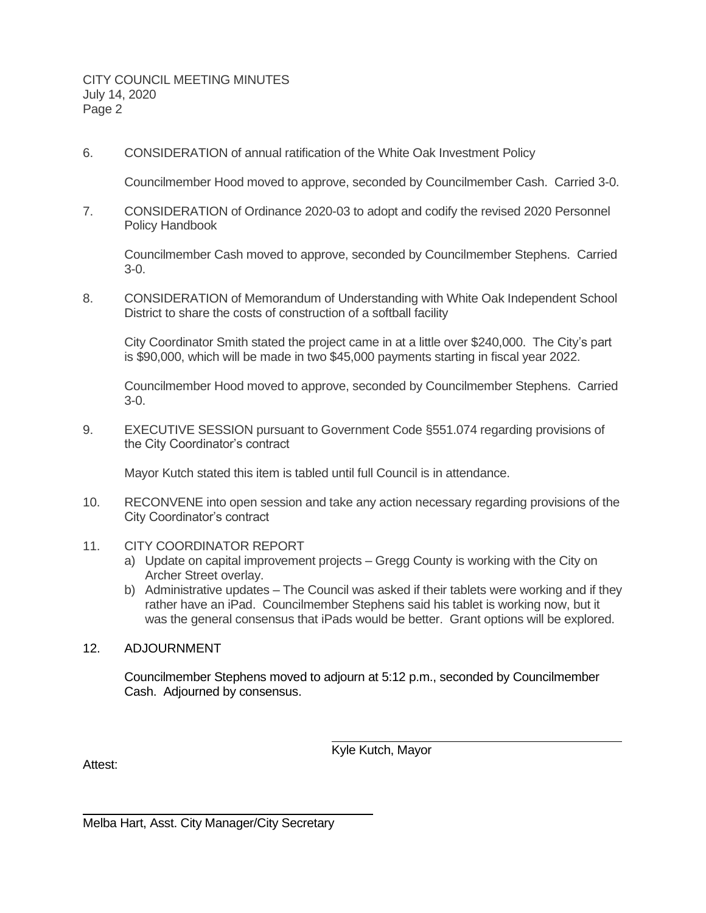6. CONSIDERATION of annual ratification of the White Oak Investment Policy

   Councilmember Hood moved to approve, seconded by Councilmember Cash. Carried 3-0.

7. CONSIDERATION of Ordinance 2020-03 to adopt and codify the revised 2020 Personnel Policy Handbook

   Councilmember Cash moved to approve, seconded by Councilmember Stephens. Carried 3-0.

8. CONSIDERATION of Memorandum of Understanding with White Oak Independent School District to share the costs of construction of a softball facility

   City Coordinator Smith stated the project came in at a little over $240,000. The City's part is $90,000, which will be made in two $45,000 payments starting in fiscal year 2022.

   Councilmember Hood moved to approve, seconded by Councilmember Stephens. Carried 3-0.

9. EXECUTIVE SESSION pursuant to Government Code §551.074 regarding provisions of the City Coordinator's contract

   Mayor Kutch stated this item is tabled until full Council is in attendance.

10. RECONVENE into open session and take any action necessary regarding provisions of the City Coordinator's contract

11. CITY COORDINATOR REPORT
    a) Update on capital improvement projects – Gregg County is working with the City on Archer Street overlay.
    b) Administrative updates – The Council was asked if their tablets were working and if they rather have an iPad. Councilmember Stephens said his tablet is working now, but it was the general consensus that iPads would be better. Grant options will be explored.

12. ADJOURNMENT

    Councilmember Stephens moved to adjourn at 5:12 p.m., seconded by Councilmember Cash. Adjourned by consensus.

Kyle Kutch, Mayor

Attest:

Melba Hart, Asst. City Manager/City Secretary